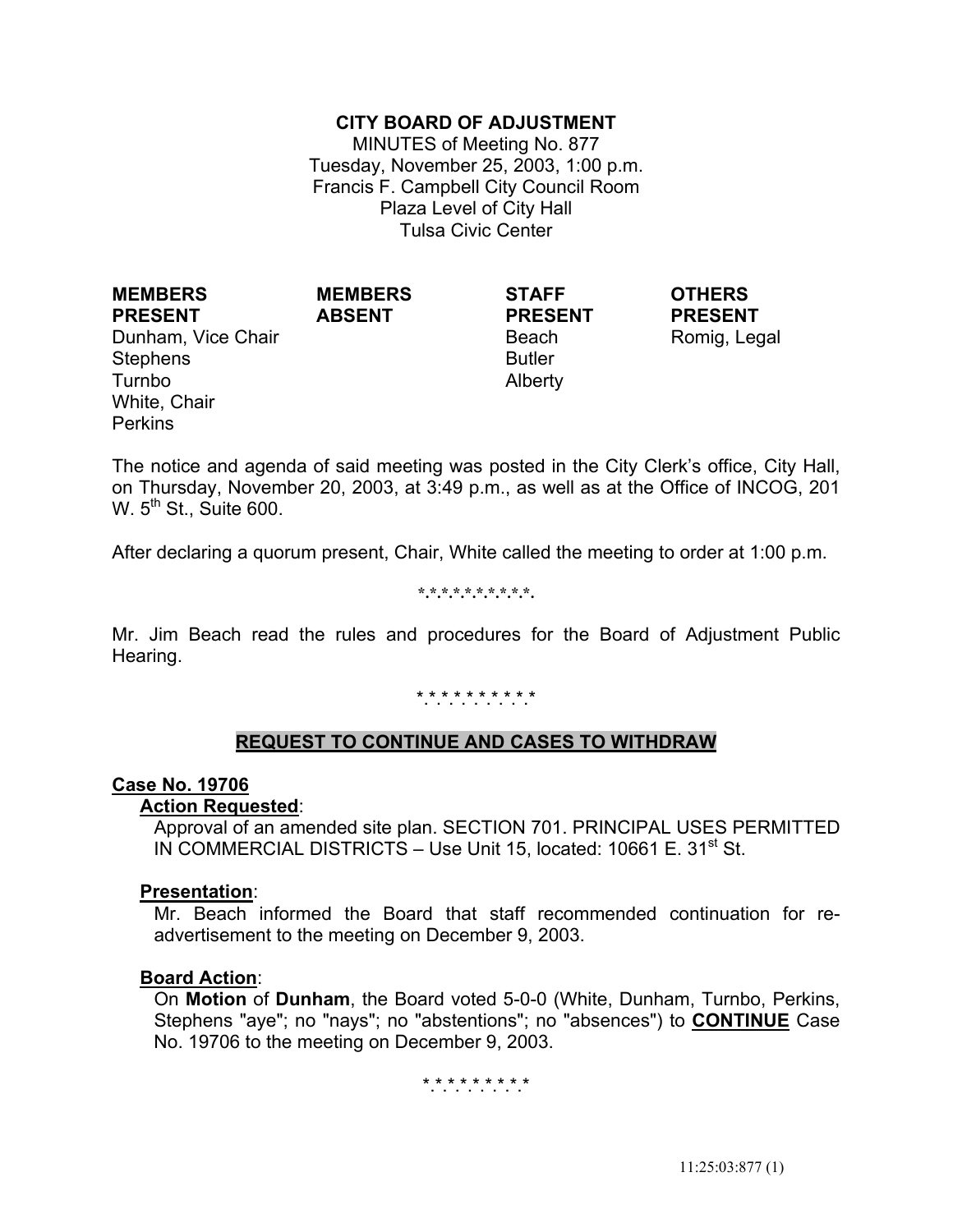**CITY BOARD OF ADJUSTMENT**

MINUTES of Meeting No. 877
Tuesday, November 25, 2003, 1:00 p.m.
Francis F. Campbell City Council Room
Plaza Level of City Hall
Tulsa Civic Center

| MEMBERS PRESENT | MEMBERS ABSENT | STAFF PRESENT | OTHERS PRESENT |
|---|---|---|---|
| Dunham, Vice Chair | | Beach | Romig, Legal |
| Stephens | | Butler | |
| Turnbo | | Alberty | |
| White, Chair | | | |
| Perkins | | | |

The notice and agenda of said meeting was posted in the City Clerk's office, City Hall, on Thursday, November 20, 2003, at 3:49 p.m., as well as at the Office of INCOG, 201 W. 5th St., Suite 600.

After declaring a quorum present, Chair, White called the meeting to order at 1:00 p.m.

*.*.*.*.*.*.*.*.*.*.

Mr. Jim Beach read the rules and procedures for the Board of Adjustment Public Hearing.

*.*.*.*.*.*.*.*.*.*.

## REQUEST TO CONTINUE AND CASES TO WITHDRAW

**Case No. 19706**

**Action Requested**:

Approval of an amended site plan. SECTION 701. PRINCIPAL USES PERMITTED IN COMMERCIAL DISTRICTS – Use Unit 15, located: 10661 E. 31st St.

**Presentation**:

Mr. Beach informed the Board that staff recommended continuation for re-advertisement to the meeting on December 9, 2003.

**Board Action**:

On **Motion** of **Dunham**, the Board voted 5-0-0 (White, Dunham, Turnbo, Perkins, Stephens "aye"; no "nays"; no "abstentions"; no "absences") to **CONTINUE** Case No. 19706 to the meeting on December 9, 2003.

*.*.*.*.*.*.*.*.*.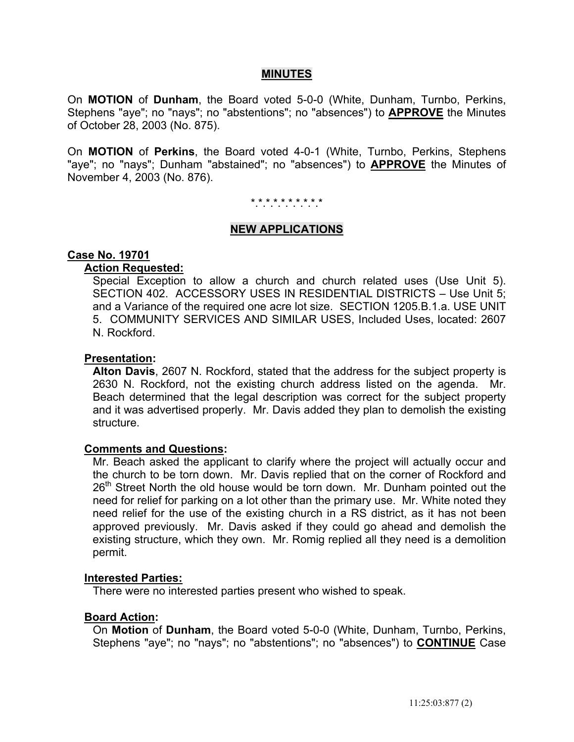## MINUTES

On **MOTION** of **Dunham**, the Board voted 5-0-0 (White, Dunham, Turnbo, Perkins, Stephens "aye"; no "nays"; no "abstentions"; no "absences") to **APPROVE** the Minutes of October 28, 2003 (No. 875).

On **MOTION** of **Perkins**, the Board voted 4-0-1 (White, Turnbo, Perkins, Stephens "aye"; no "nays"; Dunham "abstained"; no "absences") to **APPROVE** the Minutes of November 4, 2003 (No. 876).

* * * * * * * * * * *

## NEW APPLICATIONS

**Case No. 19701**

**Action Requested:**

Special Exception to allow a church and church related uses (Use Unit 5). SECTION 402. ACCESSORY USES IN RESIDENTIAL DISTRICTS – Use Unit 5; and a Variance of the required one acre lot size. SECTION 1205.B.1.a. USE UNIT 5. COMMUNITY SERVICES AND SIMILAR USES, Included Uses, located: 2607 N. Rockford.

**Presentation:**

**Alton Davis**, 2607 N. Rockford, stated that the address for the subject property is 2630 N. Rockford, not the existing church address listed on the agenda. Mr. Beach determined that the legal description was correct for the subject property and it was advertised properly. Mr. Davis added they plan to demolish the existing structure.

**Comments and Questions:**

Mr. Beach asked the applicant to clarify where the project will actually occur and the church to be torn down. Mr. Davis replied that on the corner of Rockford and 26th Street North the old house would be torn down. Mr. Dunham pointed out the need for relief for parking on a lot other than the primary use. Mr. White noted they need relief for the use of the existing church in a RS district, as it has not been approved previously. Mr. Davis asked if they could go ahead and demolish the existing structure, which they own. Mr. Romig replied all they need is a demolition permit.

**Interested Parties:**

There were no interested parties present who wished to speak.

**Board Action:**

On **Motion** of **Dunham**, the Board voted 5-0-0 (White, Dunham, Turnbo, Perkins, Stephens "aye"; no "nays"; no "abstentions"; no "absences") to **CONTINUE** Case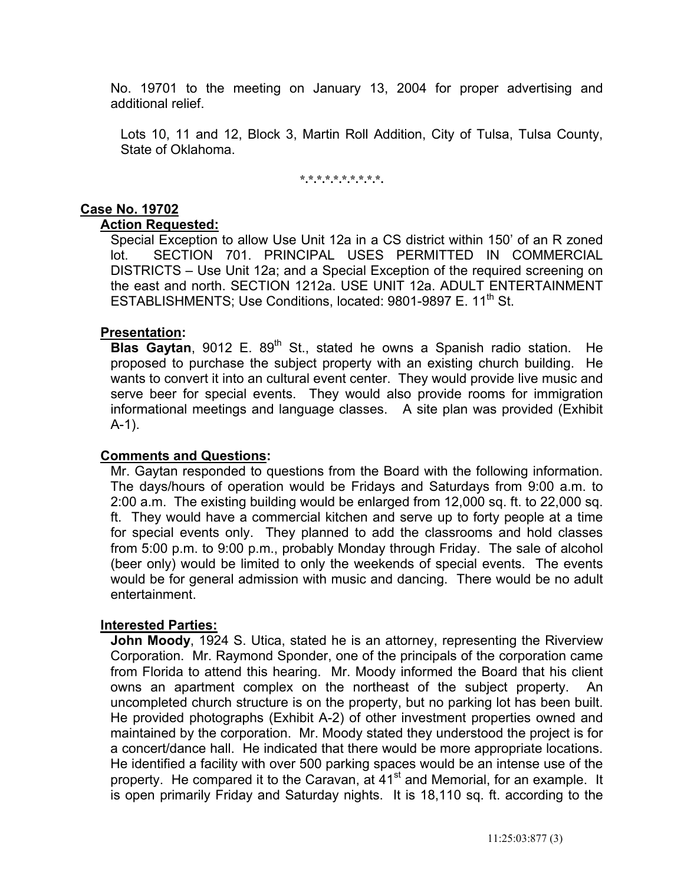No. 19701 to the meeting on January 13, 2004 for proper advertising and additional relief.

Lots 10, 11 and 12, Block 3, Martin Roll Addition, City of Tulsa, Tulsa County, State of Oklahoma.

*.*.*.*.*.*.*.*.*.*.*.

**Case No. 19702**

**Action Requested:**

Special Exception to allow Use Unit 12a in a CS district within 150' of an R zoned lot. SECTION 701. PRINCIPAL USES PERMITTED IN COMMERCIAL DISTRICTS – Use Unit 12a; and a Special Exception of the required screening on the east and north. SECTION 1212a. USE UNIT 12a. ADULT ENTERTAINMENT ESTABLISHMENTS; Use Conditions, located: 9801-9897 E. 11th St.

**Presentation:**

**Blas Gaytan**, 9012 E. 89th St., stated he owns a Spanish radio station. He proposed to purchase the subject property with an existing church building. He wants to convert it into an cultural event center. They would provide live music and serve beer for special events. They would also provide rooms for immigration informational meetings and language classes. A site plan was provided (Exhibit A-1).

**Comments and Questions:**

Mr. Gaytan responded to questions from the Board with the following information. The days/hours of operation would be Fridays and Saturdays from 9:00 a.m. to 2:00 a.m. The existing building would be enlarged from 12,000 sq. ft. to 22,000 sq. ft. They would have a commercial kitchen and serve up to forty people at a time for special events only. They planned to add the classrooms and hold classes from 5:00 p.m. to 9:00 p.m., probably Monday through Friday. The sale of alcohol (beer only) would be limited to only the weekends of special events. The events would be for general admission with music and dancing. There would be no adult entertainment.

**Interested Parties:**

**John Moody**, 1924 S. Utica, stated he is an attorney, representing the Riverview Corporation. Mr. Raymond Sponder, one of the principals of the corporation came from Florida to attend this hearing. Mr. Moody informed the Board that his client owns an apartment complex on the northeast of the subject property. An uncompleted church structure is on the property, but no parking lot has been built. He provided photographs (Exhibit A-2) of other investment properties owned and maintained by the corporation. Mr. Moody stated they understood the project is for a concert/dance hall. He indicated that there would be more appropriate locations. He identified a facility with over 500 parking spaces would be an intense use of the property. He compared it to the Caravan, at 41st and Memorial, for an example. It is open primarily Friday and Saturday nights. It is 18,110 sq. ft. according to the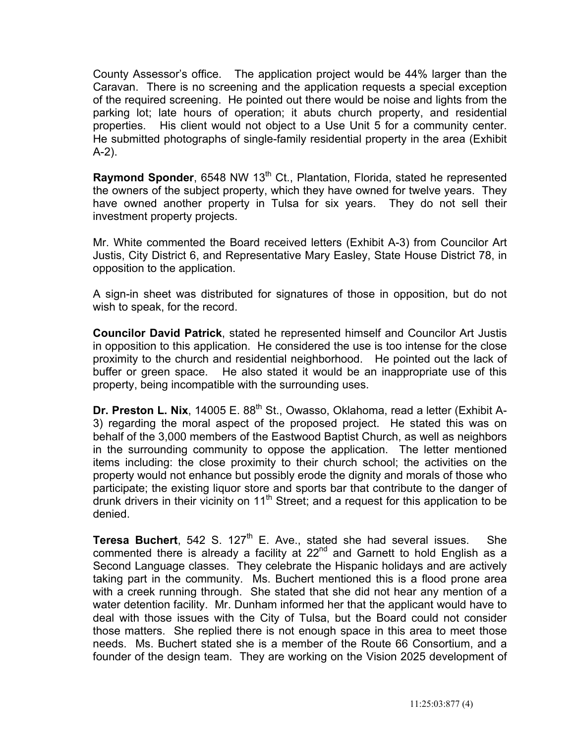County Assessor's office. The application project would be 44% larger than the Caravan. There is no screening and the application requests a special exception of the required screening. He pointed out there would be noise and lights from the parking lot; late hours of operation; it abuts church property, and residential properties. His client would not object to a Use Unit 5 for a community center. He submitted photographs of single-family residential property in the area (Exhibit A-2).

**Raymond Sponder**, 6548 NW 13th Ct., Plantation, Florida, stated he represented the owners of the subject property, which they have owned for twelve years. They have owned another property in Tulsa for six years. They do not sell their investment property projects.

Mr. White commented the Board received letters (Exhibit A-3) from Councilor Art Justis, City District 6, and Representative Mary Easley, State House District 78, in opposition to the application.

A sign-in sheet was distributed for signatures of those in opposition, but do not wish to speak, for the record.

**Councilor David Patrick**, stated he represented himself and Councilor Art Justis in opposition to this application. He considered the use is too intense for the close proximity to the church and residential neighborhood. He pointed out the lack of buffer or green space. He also stated it would be an inappropriate use of this property, being incompatible with the surrounding uses.

**Dr. Preston L. Nix**, 14005 E. 88th St., Owasso, Oklahoma, read a letter (Exhibit A-3) regarding the moral aspect of the proposed project. He stated this was on behalf of the 3,000 members of the Eastwood Baptist Church, as well as neighbors in the surrounding community to oppose the application. The letter mentioned items including: the close proximity to their church school; the activities on the property would not enhance but possibly erode the dignity and morals of those who participate; the existing liquor store and sports bar that contribute to the danger of drunk drivers in their vicinity on 11th Street; and a request for this application to be denied.

**Teresa Buchert**, 542 S. 127th E. Ave., stated she had several issues. She commented there is already a facility at 22nd and Garnett to hold English as a Second Language classes. They celebrate the Hispanic holidays and are actively taking part in the community. Ms. Buchert mentioned this is a flood prone area with a creek running through. She stated that she did not hear any mention of a water detention facility. Mr. Dunham informed her that the applicant would have to deal with those issues with the City of Tulsa, but the Board could not consider those matters. She replied there is not enough space in this area to meet those needs. Ms. Buchert stated she is a member of the Route 66 Consortium, and a founder of the design team. They are working on the Vision 2025 development of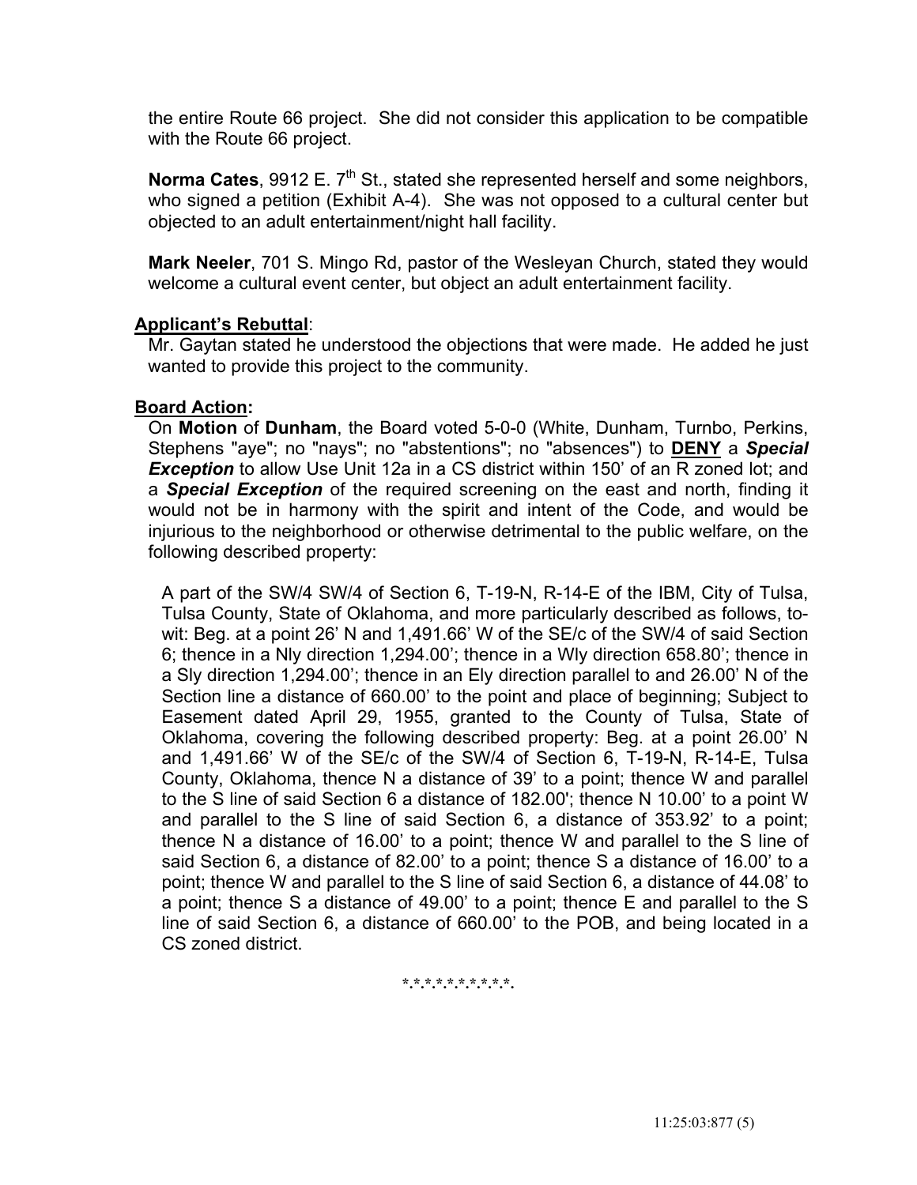the entire Route 66 project. She did not consider this application to be compatible with the Route 66 project.

**Norma Cates**, 9912 E. 7th St., stated she represented herself and some neighbors, who signed a petition (Exhibit A-4). She was not opposed to a cultural center but objected to an adult entertainment/night hall facility.

**Mark Neeler**, 701 S. Mingo Rd, pastor of the Wesleyan Church, stated they would welcome a cultural event center, but object an adult entertainment facility.

**Applicant's Rebuttal**:

Mr. Gaytan stated he understood the objections that were made. He added he just wanted to provide this project to the community.

**Board Action:**

On **Motion** of **Dunham**, the Board voted 5-0-0 (White, Dunham, Turnbo, Perkins, Stephens "aye"; no "nays"; no "abstentions"; no "absences") to **DENY** a ***Special Exception*** to allow Use Unit 12a in a CS district within 150' of an R zoned lot; and a ***Special Exception*** of the required screening on the east and north, finding it would not be in harmony with the spirit and intent of the Code, and would be injurious to the neighborhood or otherwise detrimental to the public welfare, on the following described property:

A part of the SW/4 SW/4 of Section 6, T-19-N, R-14-E of the IBM, City of Tulsa, Tulsa County, State of Oklahoma, and more particularly described as follows, to-wit: Beg. at a point 26' N and 1,491.66' W of the SE/c of the SW/4 of said Section 6; thence in a Nly direction 1,294.00'; thence in a Wly direction 658.80'; thence in a Sly direction 1,294.00'; thence in an Ely direction parallel to and 26.00' N of the Section line a distance of 660.00' to the point and place of beginning; Subject to Easement dated April 29, 1955, granted to the County of Tulsa, State of Oklahoma, covering the following described property: Beg. at a point 26.00' N and 1,491.66' W of the SE/c of the SW/4 of Section 6, T-19-N, R-14-E, Tulsa County, Oklahoma, thence N a distance of 39' to a point; thence W and parallel to the S line of said Section 6 a distance of 182.00'; thence N 10.00' to a point W and parallel to the S line of said Section 6, a distance of 353.92' to a point; thence N a distance of 16.00' to a point; thence W and parallel to the S line of said Section 6, a distance of 82.00' to a point; thence S a distance of 16.00' to a point; thence W and parallel to the S line of said Section 6, a distance of 44.08' to a point; thence S a distance of 49.00' to a point; thence E and parallel to the S line of said Section 6, a distance of 660.00' to the POB, and being located in a CS zoned district.

\*.\*.\*.\*.\*.\*.\*.\*.\*.\*.\*.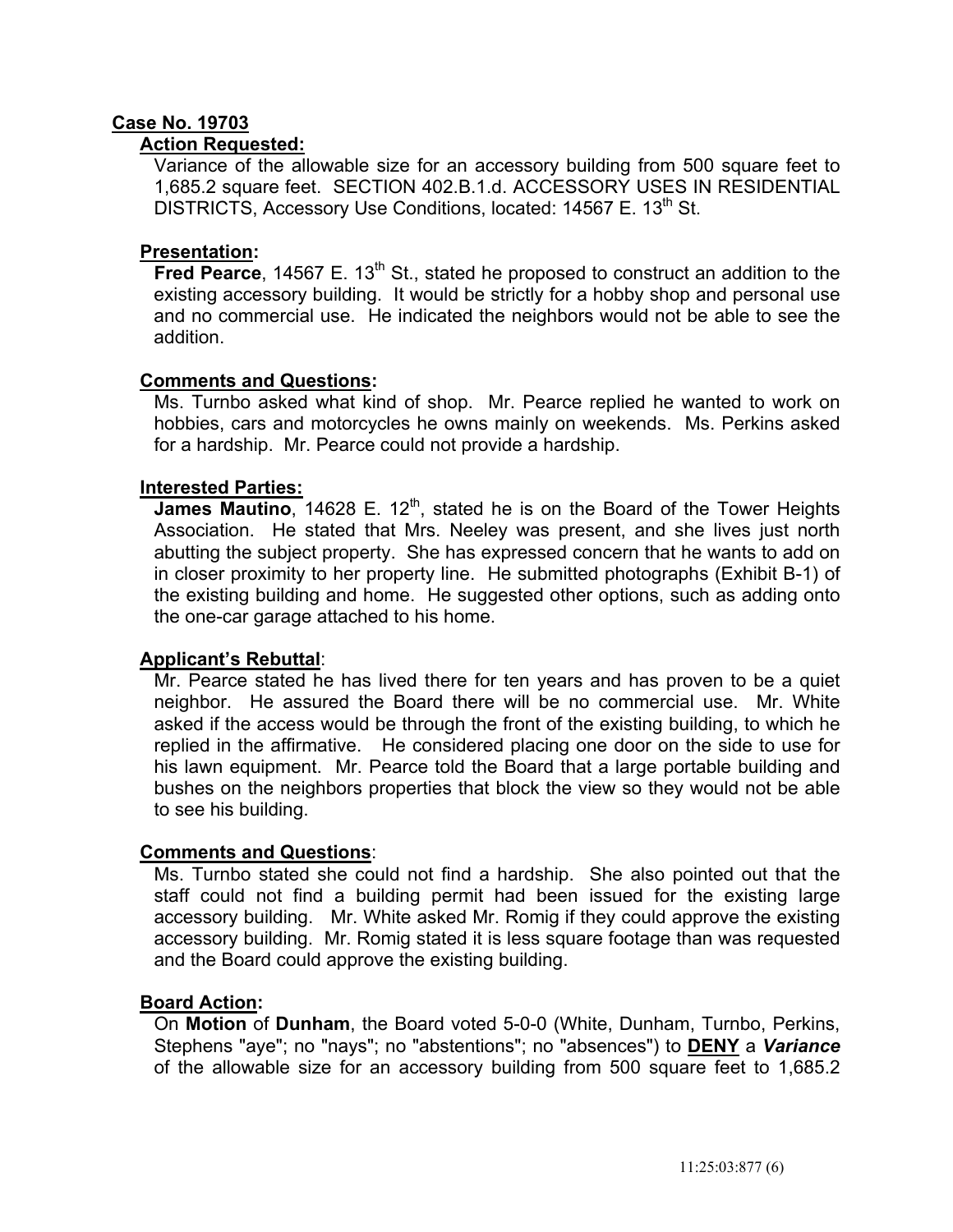**Case No. 19703**

**Action Requested:**

Variance of the allowable size for an accessory building from 500 square feet to 1,685.2 square feet. SECTION 402.B.1.d. ACCESSORY USES IN RESIDENTIAL DISTRICTS, Accessory Use Conditions, located: 14567 E. 13th St.

**Presentation:**

**Fred Pearce**, 14567 E. 13th St., stated he proposed to construct an addition to the existing accessory building. It would be strictly for a hobby shop and personal use and no commercial use. He indicated the neighbors would not be able to see the addition.

**Comments and Questions:**

Ms. Turnbo asked what kind of shop. Mr. Pearce replied he wanted to work on hobbies, cars and motorcycles he owns mainly on weekends. Ms. Perkins asked for a hardship. Mr. Pearce could not provide a hardship.

**Interested Parties:**

**James Mautino**, 14628 E. 12th, stated he is on the Board of the Tower Heights Association. He stated that Mrs. Neeley was present, and she lives just north abutting the subject property. She has expressed concern that he wants to add on in closer proximity to her property line. He submitted photographs (Exhibit B-1) of the existing building and home. He suggested other options, such as adding onto the one-car garage attached to his home.

**Applicant's Rebuttal**:

Mr. Pearce stated he has lived there for ten years and has proven to be a quiet neighbor. He assured the Board there will be no commercial use. Mr. White asked if the access would be through the front of the existing building, to which he replied in the affirmative. He considered placing one door on the side to use for his lawn equipment. Mr. Pearce told the Board that a large portable building and bushes on the neighbors properties that block the view so they would not be able to see his building.

**Comments and Questions**:

Ms. Turnbo stated she could not find a hardship. She also pointed out that the staff could not find a building permit had been issued for the existing large accessory building. Mr. White asked Mr. Romig if they could approve the existing accessory building. Mr. Romig stated it is less square footage than was requested and the Board could approve the existing building.

**Board Action:**

On **Motion** of **Dunham**, the Board voted 5-0-0 (White, Dunham, Turnbo, Perkins, Stephens "aye"; no "nays"; no "abstentions"; no "absences") to **DENY** a ***Variance*** of the allowable size for an accessory building from 500 square feet to 1,685.2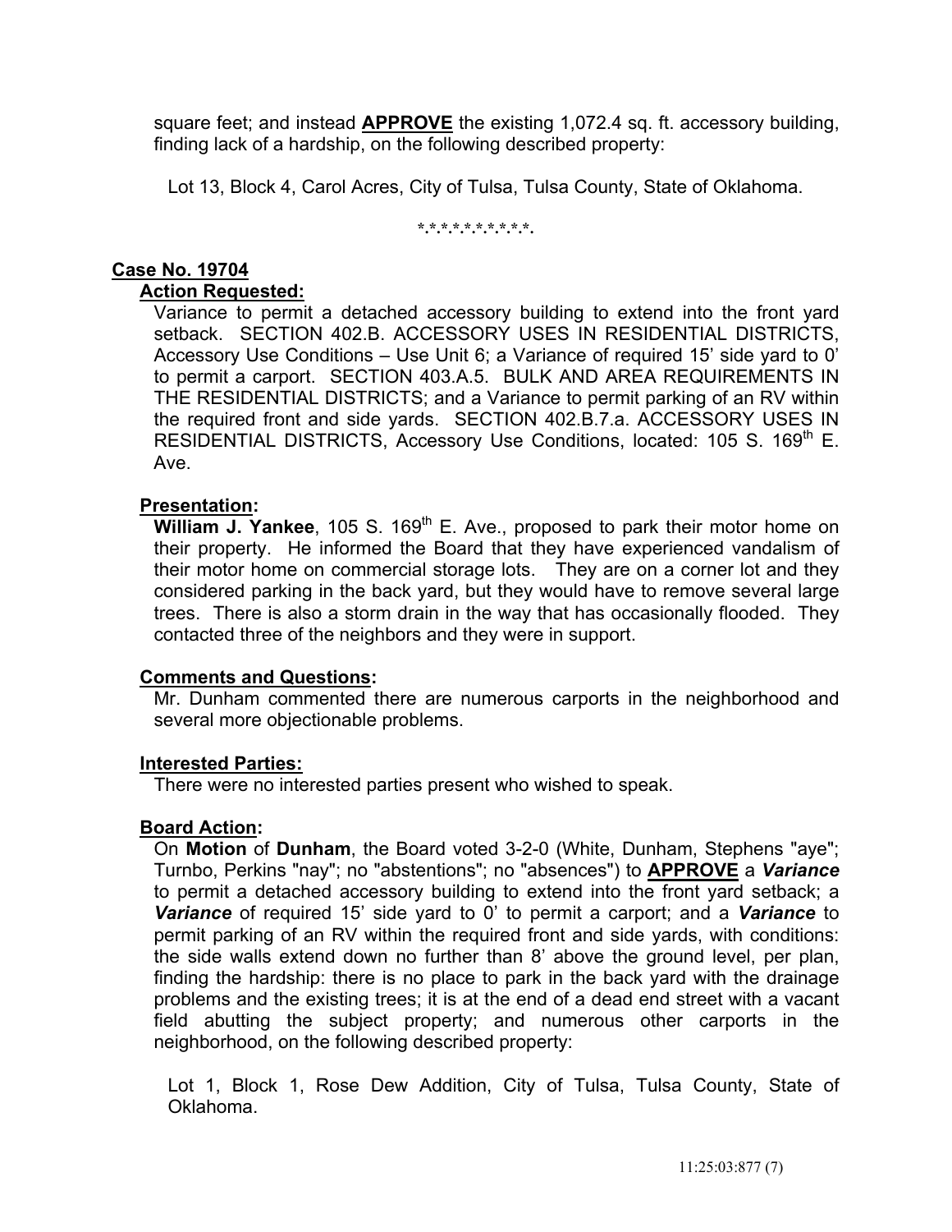square feet; and instead **APPROVE** the existing 1,072.4 sq. ft. accessory building, finding lack of a hardship, on the following described property:

Lot 13, Block 4, Carol Acres, City of Tulsa, Tulsa County, State of Oklahoma.

\*.\*.\*.\*.\*.\*.\*.\*.\*.\*.\*.

**Case No. 19704**

**Action Requested:**

Variance to permit a detached accessory building to extend into the front yard setback. SECTION 402.B. ACCESSORY USES IN RESIDENTIAL DISTRICTS, Accessory Use Conditions – Use Unit 6; a Variance of required 15' side yard to 0' to permit a carport. SECTION 403.A.5. BULK AND AREA REQUIREMENTS IN THE RESIDENTIAL DISTRICTS; and a Variance to permit parking of an RV within the required front and side yards. SECTION 402.B.7.a. ACCESSORY USES IN RESIDENTIAL DISTRICTS, Accessory Use Conditions, located: 105 S. 169th E. Ave.

**Presentation:**

**William J. Yankee**, 105 S. 169th E. Ave., proposed to park their motor home on their property. He informed the Board that they have experienced vandalism of their motor home on commercial storage lots. They are on a corner lot and they considered parking in the back yard, but they would have to remove several large trees. There is also a storm drain in the way that has occasionally flooded. They contacted three of the neighbors and they were in support.

**Comments and Questions:**

Mr. Dunham commented there are numerous carports in the neighborhood and several more objectionable problems.

**Interested Parties:**

There were no interested parties present who wished to speak.

**Board Action:**

On **Motion** of **Dunham**, the Board voted 3-2-0 (White, Dunham, Stephens "aye"; Turnbo, Perkins "nay"; no "abstentions"; no "absences") to **APPROVE** a ***Variance*** to permit a detached accessory building to extend into the front yard setback; a ***Variance*** of required 15' side yard to 0' to permit a carport; and a ***Variance*** to permit parking of an RV within the required front and side yards, with conditions: the side walls extend down no further than 8' above the ground level, per plan, finding the hardship: there is no place to park in the back yard with the drainage problems and the existing trees; it is at the end of a dead end street with a vacant field abutting the subject property; and numerous other carports in the neighborhood, on the following described property:

Lot 1, Block 1, Rose Dew Addition, City of Tulsa, Tulsa County, State of Oklahoma.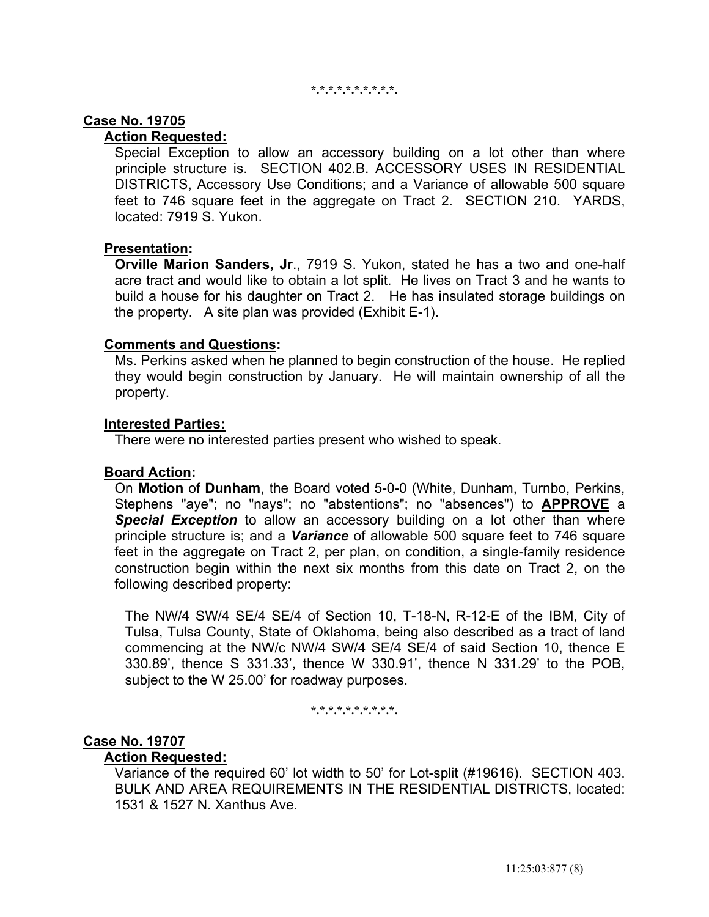*.*.*.*.*.*.*.*.*.*.*.

**Case No. 19705**

**Action Requested:**

Special Exception to allow an accessory building on a lot other than where principle structure is. SECTION 402.B. ACCESSORY USES IN RESIDENTIAL DISTRICTS, Accessory Use Conditions; and a Variance of allowable 500 square feet to 746 square feet in the aggregate on Tract 2. SECTION 210. YARDS, located: 7919 S. Yukon.

**Presentation:**

**Orville Marion Sanders, Jr**., 7919 S. Yukon, stated he has a two and one-half acre tract and would like to obtain a lot split. He lives on Tract 3 and he wants to build a house for his daughter on Tract 2. He has insulated storage buildings on the property. A site plan was provided (Exhibit E-1).

**Comments and Questions:**

Ms. Perkins asked when he planned to begin construction of the house. He replied they would begin construction by January. He will maintain ownership of all the property.

**Interested Parties:**

There were no interested parties present who wished to speak.

**Board Action:**

On **Motion** of **Dunham**, the Board voted 5-0-0 (White, Dunham, Turnbo, Perkins, Stephens "aye"; no "nays"; no "abstentions"; no "absences") to **APPROVE** a ***Special Exception*** to allow an accessory building on a lot other than where principle structure is; and a ***Variance*** of allowable 500 square feet to 746 square feet in the aggregate on Tract 2, per plan, on condition, a single-family residence construction begin within the next six months from this date on Tract 2, on the following described property:

The NW/4 SW/4 SE/4 SE/4 of Section 10, T-18-N, R-12-E of the IBM, City of Tulsa, Tulsa County, State of Oklahoma, being also described as a tract of land commencing at the NW/c NW/4 SW/4 SE/4 SE/4 of said Section 10, thence E 330.89', thence S 331.33', thence W 330.91', thence N 331.29' to the POB, subject to the W 25.00' for roadway purposes.

*.*.*.*.*.*.*.*.*.*.*.

**Case No. 19707**

**Action Requested:**

Variance of the required 60' lot width to 50' for Lot-split (#19616). SECTION 403. BULK AND AREA REQUIREMENTS IN THE RESIDENTIAL DISTRICTS, located: 1531 & 1527 N. Xanthus Ave.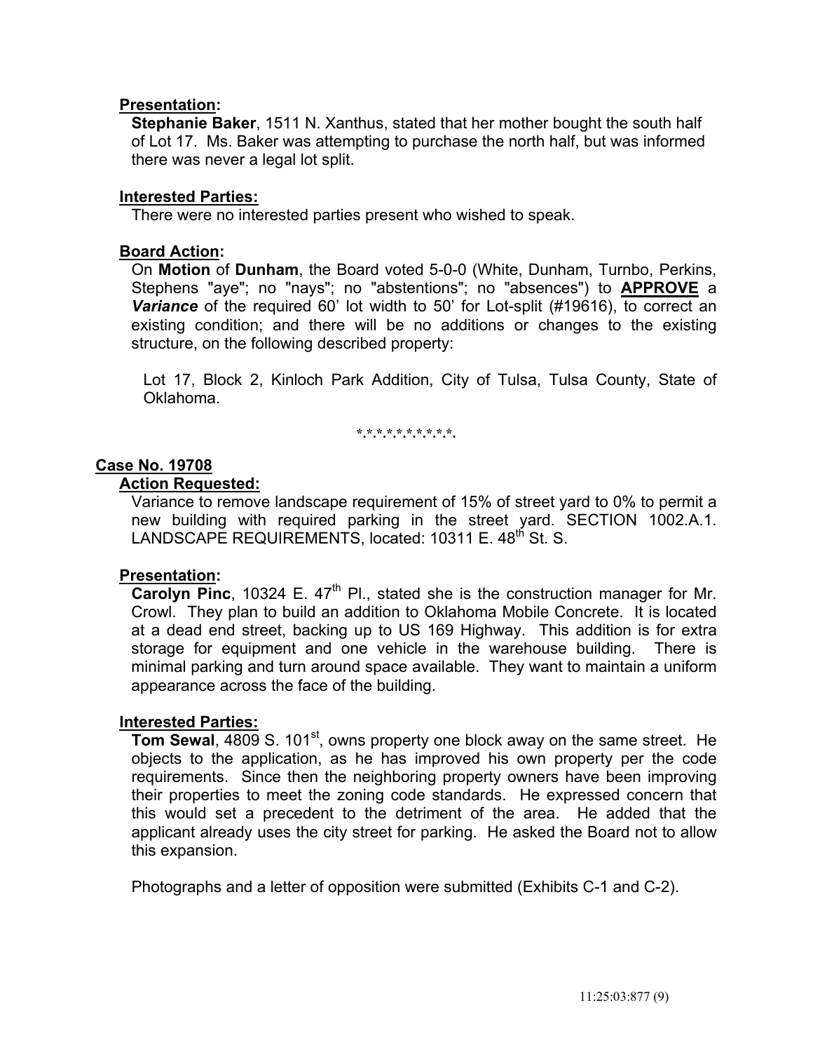**Presentation:**

**Stephanie Baker**, 1511 N. Xanthus, stated that her mother bought the south half of Lot 17. Ms. Baker was attempting to purchase the north half, but was informed there was never a legal lot split.

**Interested Parties:**

There were no interested parties present who wished to speak.

**Board Action:**

On **Motion** of **Dunham**, the Board voted 5-0-0 (White, Dunham, Turnbo, Perkins, Stephens "aye"; no "nays"; no "abstentions"; no "absences") to **APPROVE** a ***Variance*** of the required 60' lot width to 50' for Lot-split (#19616), to correct an existing condition; and there will be no additions or changes to the existing structure, on the following described property:

Lot 17, Block 2, Kinloch Park Addition, City of Tulsa, Tulsa County, State of Oklahoma.

*.*.*.*.*.*.*.*.*.*.

**Case No. 19708**

**Action Requested:**

Variance to remove landscape requirement of 15% of street yard to 0% to permit a new building with required parking in the street yard. SECTION 1002.A.1. LANDSCAPE REQUIREMENTS, located: 10311 E. 48th St. S.

**Presentation:**

**Carolyn Pinc**, 10324 E. 47th Pl., stated she is the construction manager for Mr. Crowl. They plan to build an addition to Oklahoma Mobile Concrete. It is located at a dead end street, backing up to US 169 Highway. This addition is for extra storage for equipment and one vehicle in the warehouse building. There is minimal parking and turn around space available. They want to maintain a uniform appearance across the face of the building.

**Interested Parties:**

**Tom Sewal**, 4809 S. 101st, owns property one block away on the same street. He objects to the application, as he has improved his own property per the code requirements. Since then the neighboring property owners have been improving their properties to meet the zoning code standards. He expressed concern that this would set a precedent to the detriment of the area. He added that the applicant already uses the city street for parking. He asked the Board not to allow this expansion.

Photographs and a letter of opposition were submitted (Exhibits C-1 and C-2).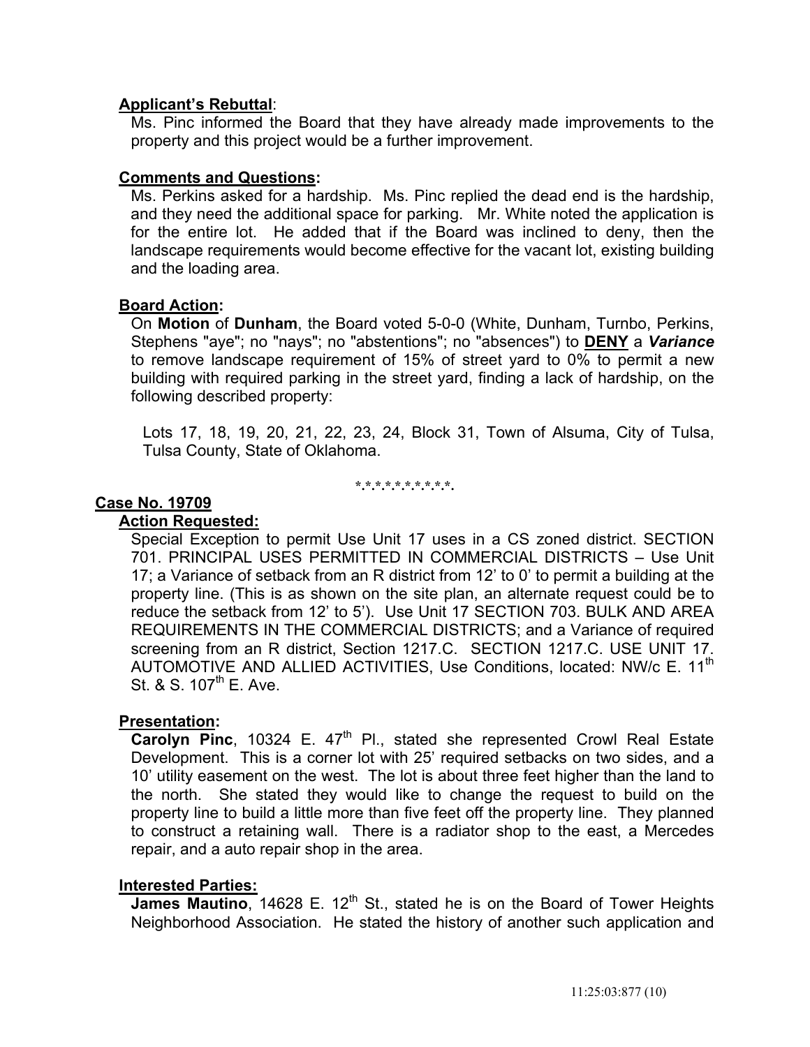**Applicant's Rebuttal**:

Ms. Pinc informed the Board that they have already made improvements to the property and this project would be a further improvement.

**Comments and Questions:**

Ms. Perkins asked for a hardship. Ms. Pinc replied the dead end is the hardship, and they need the additional space for parking. Mr. White noted the application is for the entire lot. He added that if the Board was inclined to deny, then the landscape requirements would become effective for the vacant lot, existing building and the loading area.

**Board Action:**

On **Motion** of **Dunham**, the Board voted 5-0-0 (White, Dunham, Turnbo, Perkins, Stephens "aye"; no "nays"; no "abstentions"; no "absences") to **DENY** a ***Variance*** to remove landscape requirement of 15% of street yard to 0% to permit a new building with required parking in the street yard, finding a lack of hardship, on the following described property:

Lots 17, 18, 19, 20, 21, 22, 23, 24, Block 31, Town of Alsuma, City of Tulsa, Tulsa County, State of Oklahoma.

*.*.*.*.*.*.*.*.*.*.*.

**Case No. 19709**

**Action Requested:**

Special Exception to permit Use Unit 17 uses in a CS zoned district. SECTION 701. PRINCIPAL USES PERMITTED IN COMMERCIAL DISTRICTS – Use Unit 17; a Variance of setback from an R district from 12' to 0' to permit a building at the property line. (This is as shown on the site plan, an alternate request could be to reduce the setback from 12' to 5'). Use Unit 17 SECTION 703. BULK AND AREA REQUIREMENTS IN THE COMMERCIAL DISTRICTS; and a Variance of required screening from an R district, Section 1217.C. SECTION 1217.C. USE UNIT 17. AUTOMOTIVE AND ALLIED ACTIVITIES, Use Conditions, located: NW/c E. 11th St. & S. 107th E. Ave.

**Presentation:**

**Carolyn Pinc**, 10324 E. 47th Pl., stated she represented Crowl Real Estate Development. This is a corner lot with 25' required setbacks on two sides, and a 10' utility easement on the west. The lot is about three feet higher than the land to the north. She stated they would like to change the request to build on the property line to build a little more than five feet off the property line. They planned to construct a retaining wall. There is a radiator shop to the east, a Mercedes repair, and a auto repair shop in the area.

**Interested Parties:**

**James Mautino**, 14628 E. 12th St., stated he is on the Board of Tower Heights Neighborhood Association. He stated the history of another such application and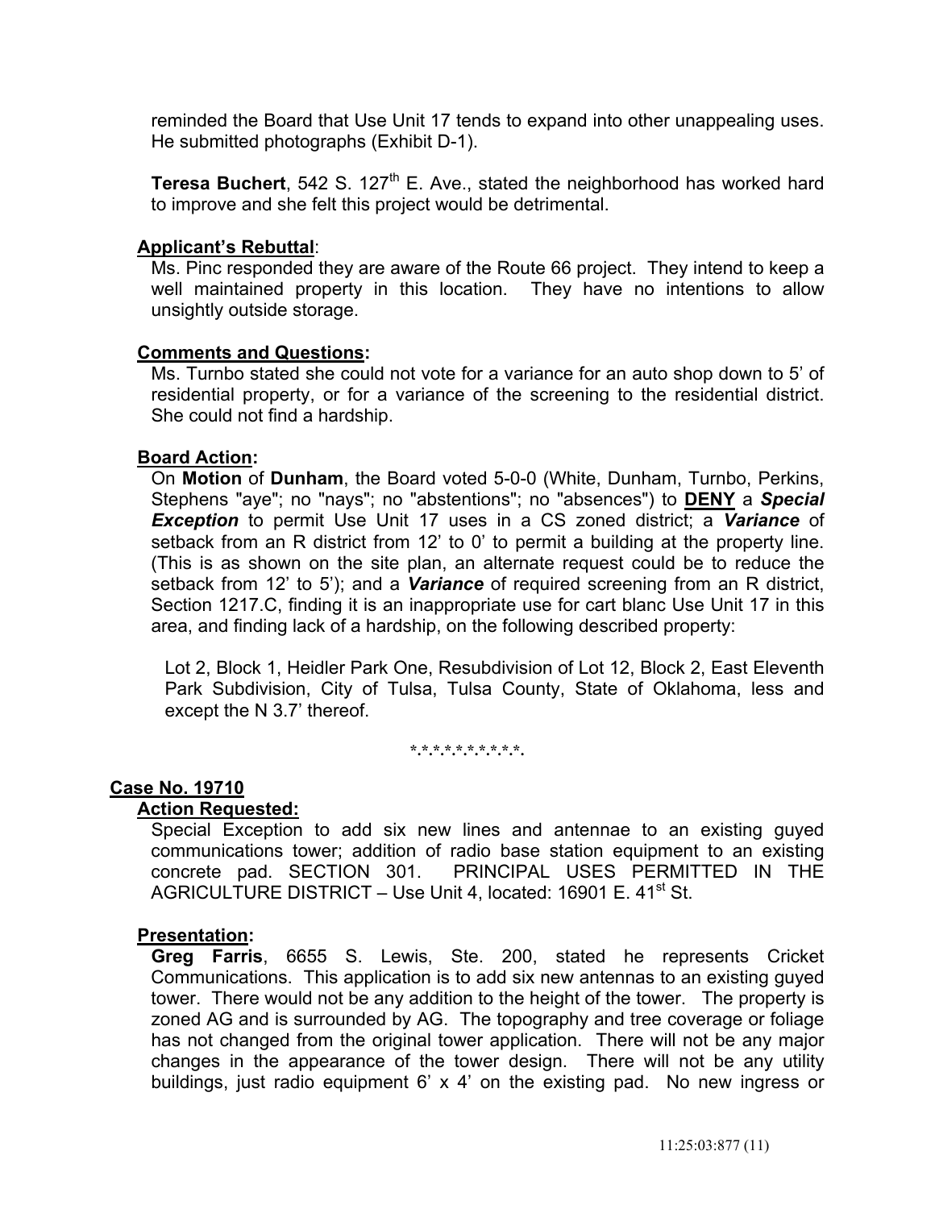reminded the Board that Use Unit 17 tends to expand into other unappealing uses. He submitted photographs (Exhibit D-1).

**Teresa Buchert**, 542 S. 127th E. Ave., stated the neighborhood has worked hard to improve and she felt this project would be detrimental.

**Applicant's Rebuttal**:

Ms. Pinc responded they are aware of the Route 66 project. They intend to keep a well maintained property in this location. They have no intentions to allow unsightly outside storage.

**Comments and Questions:**

Ms. Turnbo stated she could not vote for a variance for an auto shop down to 5' of residential property, or for a variance of the screening to the residential district. She could not find a hardship.

**Board Action:**

On **Motion** of **Dunham**, the Board voted 5-0-0 (White, Dunham, Turnbo, Perkins, Stephens "aye"; no "nays"; no "abstentions"; no "absences") to **DENY** a ***Special Exception*** to permit Use Unit 17 uses in a CS zoned district; a ***Variance*** of setback from an R district from 12' to 0' to permit a building at the property line. (This is as shown on the site plan, an alternate request could be to reduce the setback from 12' to 5'); and a ***Variance*** of required screening from an R district, Section 1217.C, finding it is an inappropriate use for cart blanc Use Unit 17 in this area, and finding lack of a hardship, on the following described property:

Lot 2, Block 1, Heidler Park One, Resubdivision of Lot 12, Block 2, East Eleventh Park Subdivision, City of Tulsa, Tulsa County, State of Oklahoma, less and except the N 3.7' thereof.

\*.\*.\*.\*.\*.\*.\*.\*.\*.\*.\*.

## Case No. 19710

**Action Requested:**

Special Exception to add six new lines and antennae to an existing guyed communications tower; addition of radio base station equipment to an existing concrete pad. SECTION 301. PRINCIPAL USES PERMITTED IN THE AGRICULTURE DISTRICT – Use Unit 4, located: 16901 E. 41st St.

**Presentation:**

**Greg Farris**, 6655 S. Lewis, Ste. 200, stated he represents Cricket Communications. This application is to add six new antennas to an existing guyed tower. There would not be any addition to the height of the tower. The property is zoned AG and is surrounded by AG. The topography and tree coverage or foliage has not changed from the original tower application. There will not be any major changes in the appearance of the tower design. There will not be any utility buildings, just radio equipment 6' x 4' on the existing pad. No new ingress or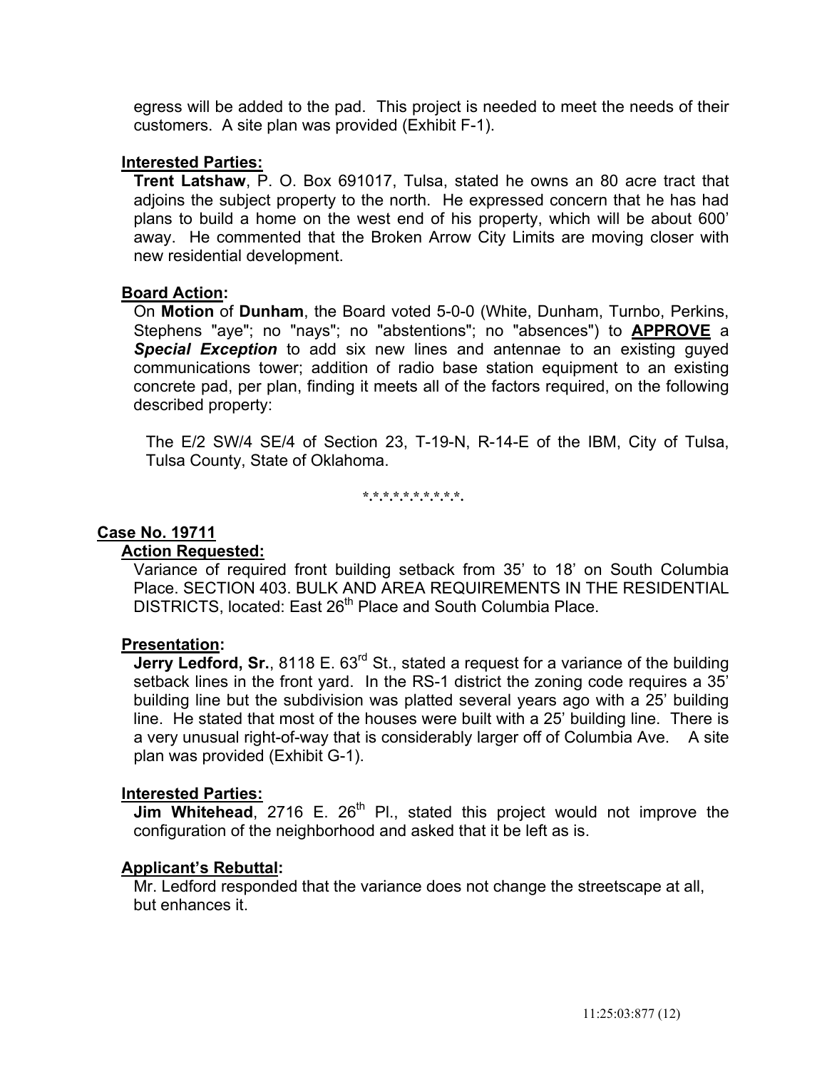egress will be added to the pad. This project is needed to meet the needs of their customers. A site plan was provided (Exhibit F-1).

**Interested Parties:**

**Trent Latshaw**, P. O. Box 691017, Tulsa, stated he owns an 80 acre tract that adjoins the subject property to the north. He expressed concern that he has had plans to build a home on the west end of his property, which will be about 600' away. He commented that the Broken Arrow City Limits are moving closer with new residential development.

**Board Action:**

On **Motion** of **Dunham**, the Board voted 5-0-0 (White, Dunham, Turnbo, Perkins, Stephens "aye"; no "nays"; no "abstentions"; no "absences") to **APPROVE** a ***Special Exception*** to add six new lines and antennae to an existing guyed communications tower; addition of radio base station equipment to an existing concrete pad, per plan, finding it meets all of the factors required, on the following described property:

The E/2 SW/4 SE/4 of Section 23, T-19-N, R-14-E of the IBM, City of Tulsa, Tulsa County, State of Oklahoma.

*.*.*.*.*.*.*.*.*.*.*.

**Case No. 19711**

**Action Requested:**

Variance of required front building setback from 35' to 18' on South Columbia Place. SECTION 403. BULK AND AREA REQUIREMENTS IN THE RESIDENTIAL DISTRICTS, located: East 26th Place and South Columbia Place.

**Presentation:**

**Jerry Ledford, Sr.**, 8118 E. 63rd St., stated a request for a variance of the building setback lines in the front yard. In the RS-1 district the zoning code requires a 35' building line but the subdivision was platted several years ago with a 25' building line. He stated that most of the houses were built with a 25' building line. There is a very unusual right-of-way that is considerably larger off of Columbia Ave. A site plan was provided (Exhibit G-1).

**Interested Parties:**

**Jim Whitehead**, 2716 E. 26th Pl., stated this project would not improve the configuration of the neighborhood and asked that it be left as is.

**Applicant's Rebuttal:**

Mr. Ledford responded that the variance does not change the streetscape at all, but enhances it.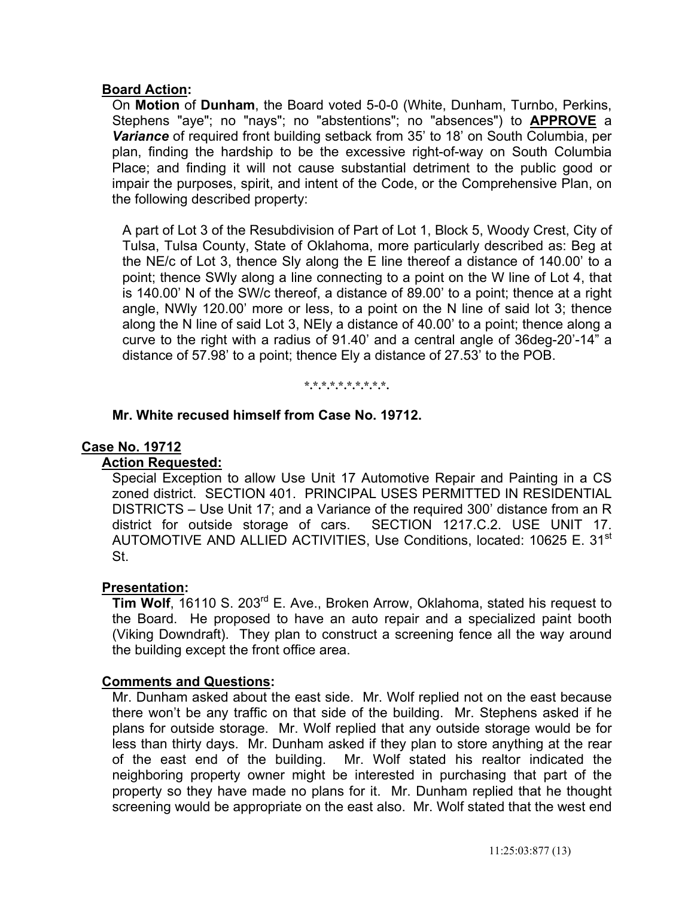**Board Action:**

On **Motion** of **Dunham**, the Board voted 5-0-0 (White, Dunham, Turnbo, Perkins, Stephens "aye"; no "nays"; no "abstentions"; no "absences") to **APPROVE** a ***Variance*** of required front building setback from 35' to 18' on South Columbia, per plan, finding the hardship to be the excessive right-of-way on South Columbia Place; and finding it will not cause substantial detriment to the public good or impair the purposes, spirit, and intent of the Code, or the Comprehensive Plan, on the following described property:

A part of Lot 3 of the Resubdivision of Part of Lot 1, Block 5, Woody Crest, City of Tulsa, Tulsa County, State of Oklahoma, more particularly described as: Beg at the NE/c of Lot 3, thence Sly along the E line thereof a distance of 140.00' to a point; thence SWly along a line connecting to a point on the W line of Lot 4, that is 140.00' N of the SW/c thereof, a distance of 89.00' to a point; thence at a right angle, NWly 120.00' more or less, to a point on the N line of said lot 3; thence along the N line of said Lot 3, NEly a distance of 40.00' to a point; thence along a curve to the right with a radius of 91.40' and a central angle of 36deg-20'-14" a distance of 57.98' to a point; thence Ely a distance of 27.53' to the POB.

\*.\*.\*.\*.\*.\*.\*.\*.\*.\*.\*.\*.

**Mr. White recused himself from Case No. 19712.**

**Case No. 19712**

**Action Requested:**

Special Exception to allow Use Unit 17 Automotive Repair and Painting in a CS zoned district. SECTION 401. PRINCIPAL USES PERMITTED IN RESIDENTIAL DISTRICTS – Use Unit 17; and a Variance of the required 300' distance from an R district for outside storage of cars. SECTION 1217.C.2. USE UNIT 17. AUTOMOTIVE AND ALLIED ACTIVITIES, Use Conditions, located: 10625 E. 31st St.

**Presentation:**

**Tim Wolf**, 16110 S. 203rd E. Ave., Broken Arrow, Oklahoma, stated his request to the Board. He proposed to have an auto repair and a specialized paint booth (Viking Downdraft). They plan to construct a screening fence all the way around the building except the front office area.

**Comments and Questions:**

Mr. Dunham asked about the east side. Mr. Wolf replied not on the east because there won't be any traffic on that side of the building. Mr. Stephens asked if he plans for outside storage. Mr. Wolf replied that any outside storage would be for less than thirty days. Mr. Dunham asked if they plan to store anything at the rear of the east end of the building. Mr. Wolf stated his realtor indicated the neighboring property owner might be interested in purchasing that part of the property so they have made no plans for it. Mr. Dunham replied that he thought screening would be appropriate on the east also. Mr. Wolf stated that the west end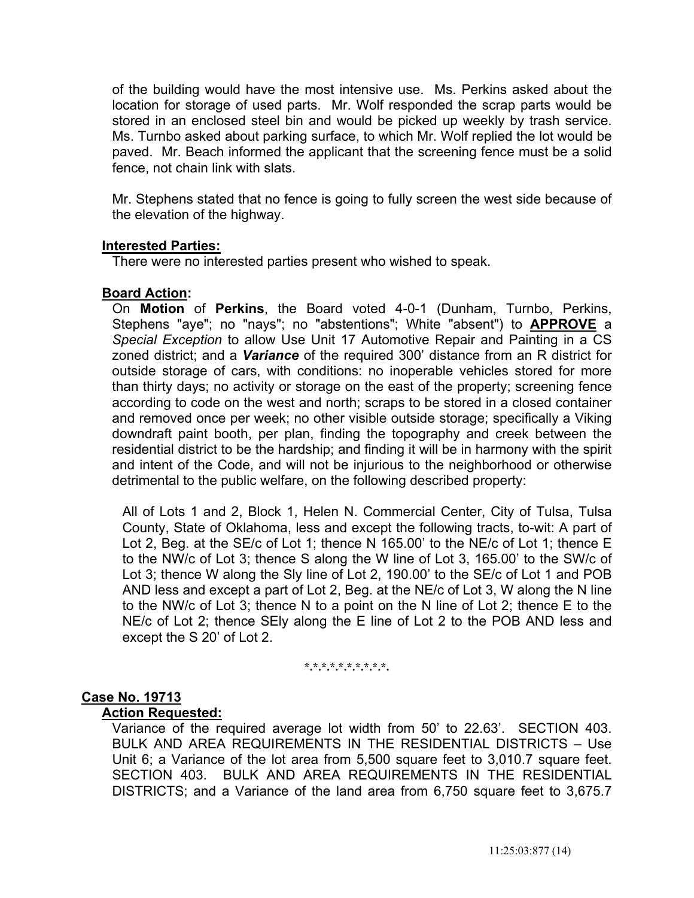of the building would have the most intensive use. Ms. Perkins asked about the location for storage of used parts. Mr. Wolf responded the scrap parts would be stored in an enclosed steel bin and would be picked up weekly by trash service. Ms. Turnbo asked about parking surface, to which Mr. Wolf replied the lot would be paved. Mr. Beach informed the applicant that the screening fence must be a solid fence, not chain link with slats.

Mr. Stephens stated that no fence is going to fully screen the west side because of the elevation of the highway.

**Interested Parties:**

There were no interested parties present who wished to speak.

**Board Action:**

On **Motion** of **Perkins**, the Board voted 4-0-1 (Dunham, Turnbo, Perkins, Stephens "aye"; no "nays"; no "abstentions"; White "absent") to **APPROVE** a *Special Exception* to allow Use Unit 17 Automotive Repair and Painting in a CS zoned district; and a ***Variance*** of the required 300' distance from an R district for outside storage of cars, with conditions: no inoperable vehicles stored for more than thirty days; no activity or storage on the east of the property; screening fence according to code on the west and north; scraps to be stored in a closed container and removed once per week; no other visible outside storage; specifically a Viking downdraft paint booth, per plan, finding the topography and creek between the residential district to be the hardship; and finding it will be in harmony with the spirit and intent of the Code, and will not be injurious to the neighborhood or otherwise detrimental to the public welfare, on the following described property:

All of Lots 1 and 2, Block 1, Helen N. Commercial Center, City of Tulsa, Tulsa County, State of Oklahoma, less and except the following tracts, to-wit: A part of Lot 2, Beg. at the SE/c of Lot 1; thence N 165.00' to the NE/c of Lot 1; thence E to the NW/c of Lot 3; thence S along the W line of Lot 3, 165.00' to the SW/c of Lot 3; thence W along the Sly line of Lot 2, 190.00' to the SE/c of Lot 1 and POB AND less and except a part of Lot 2, Beg. at the NE/c of Lot 3, W along the N line to the NW/c of Lot 3; thence N to a point on the N line of Lot 2; thence E to the NE/c of Lot 2; thence SEly along the E line of Lot 2 to the POB AND less and except the S 20' of Lot 2.

\*.\*.\*.\*.\*.\*.\*.\*.\*.\*.\*.

**Case No. 19713**

**Action Requested:**

Variance of the required average lot width from 50' to 22.63'. SECTION 403. BULK AND AREA REQUIREMENTS IN THE RESIDENTIAL DISTRICTS – Use Unit 6; a Variance of the lot area from 5,500 square feet to 3,010.7 square feet. SECTION 403. BULK AND AREA REQUIREMENTS IN THE RESIDENTIAL DISTRICTS; and a Variance of the land area from 6,750 square feet to 3,675.7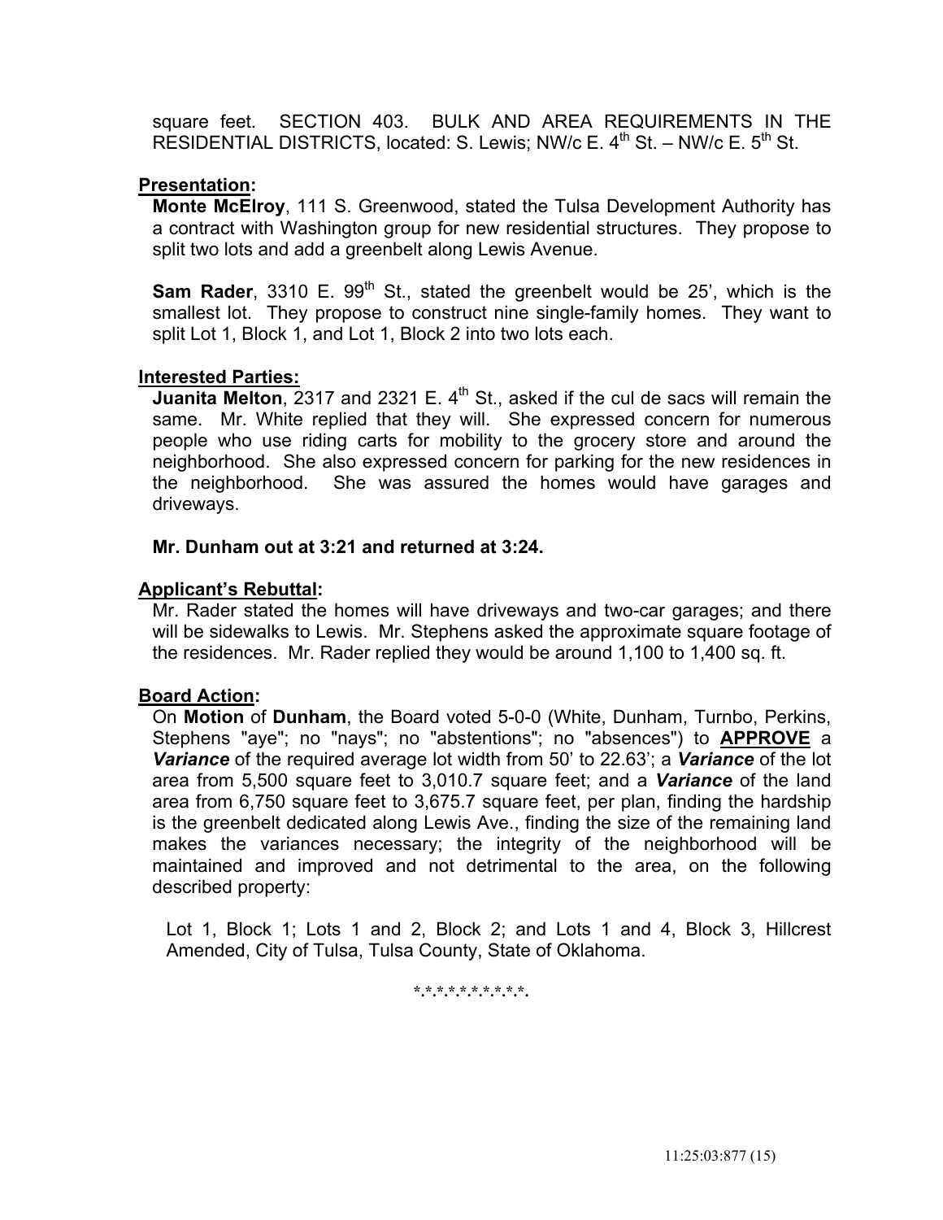square feet. SECTION 403. BULK AND AREA REQUIREMENTS IN THE RESIDENTIAL DISTRICTS, located: S. Lewis; NW/c E. 4th St. – NW/c E. 5th St.

**Presentation:**

**Monte McElroy**, 111 S. Greenwood, stated the Tulsa Development Authority has a contract with Washington group for new residential structures. They propose to split two lots and add a greenbelt along Lewis Avenue.

**Sam Rader**, 3310 E. 99th St., stated the greenbelt would be 25', which is the smallest lot. They propose to construct nine single-family homes. They want to split Lot 1, Block 1, and Lot 1, Block 2 into two lots each.

**Interested Parties:**

**Juanita Melton**, 2317 and 2321 E. 4th St., asked if the cul de sacs will remain the same. Mr. White replied that they will. She expressed concern for numerous people who use riding carts for mobility to the grocery store and around the neighborhood. She also expressed concern for parking for the new residences in the neighborhood. She was assured the homes would have garages and driveways.

**Mr. Dunham out at 3:21 and returned at 3:24.**

**Applicant's Rebuttal:**

Mr. Rader stated the homes will have driveways and two-car garages; and there will be sidewalks to Lewis. Mr. Stephens asked the approximate square footage of the residences. Mr. Rader replied they would be around 1,100 to 1,400 sq. ft.

**Board Action:**

On **Motion** of **Dunham**, the Board voted 5-0-0 (White, Dunham, Turnbo, Perkins, Stephens "aye"; no "nays"; no "abstentions"; no "absences") to **APPROVE** a ***Variance*** of the required average lot width from 50' to 22.63'; a ***Variance*** of the lot area from 5,500 square feet to 3,010.7 square feet; and a ***Variance*** of the land area from 6,750 square feet to 3,675.7 square feet, per plan, finding the hardship is the greenbelt dedicated along Lewis Ave., finding the size of the remaining land makes the variances necessary; the integrity of the neighborhood will be maintained and improved and not detrimental to the area, on the following described property:

Lot 1, Block 1; Lots 1 and 2, Block 2; and Lots 1 and 4, Block 3, Hillcrest Amended, City of Tulsa, Tulsa County, State of Oklahoma.

*.*.*.*.*.*.*.*.*.*.

11:25:03:877 (15)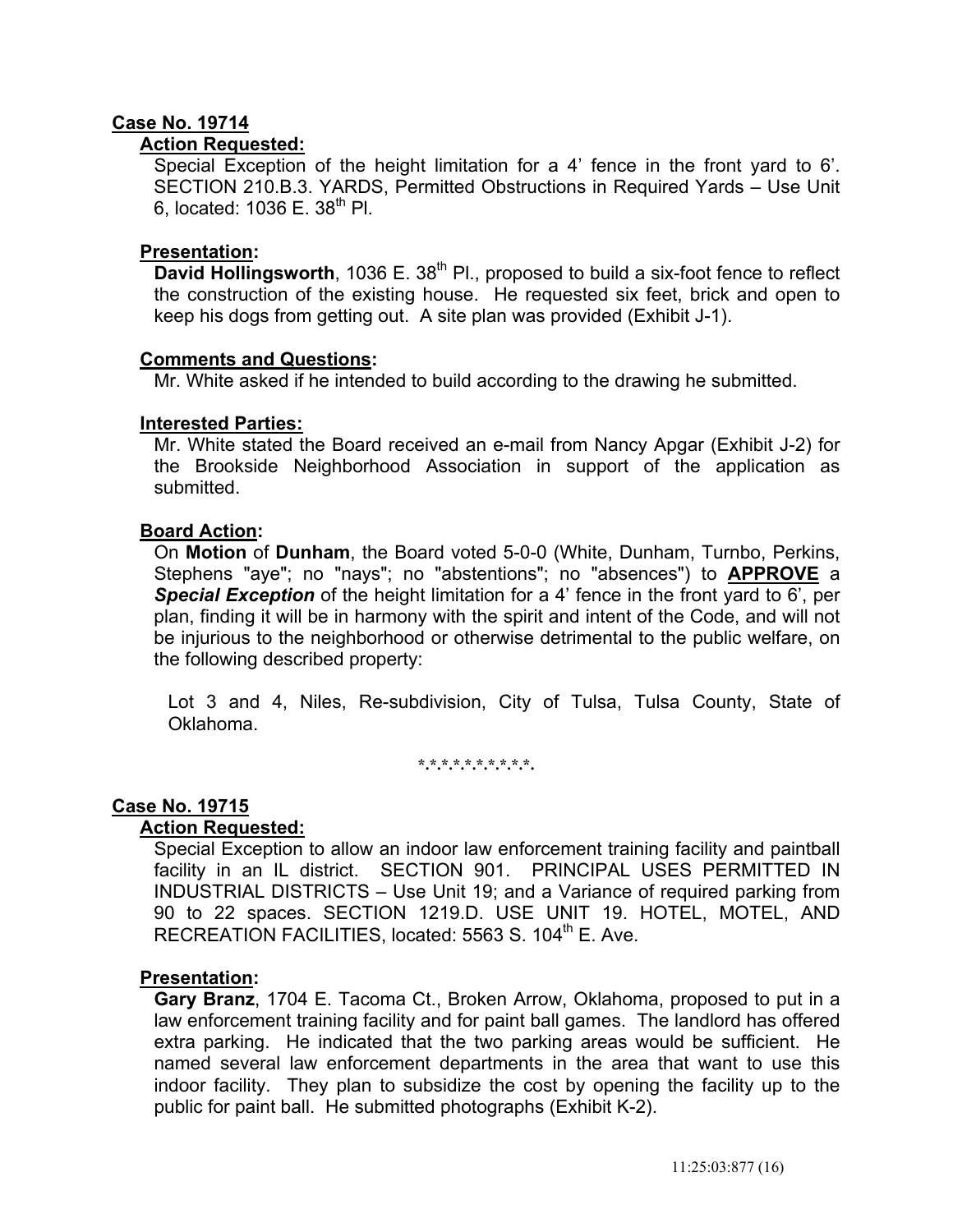## Case No. 19714

### Action Requested:

Special Exception of the height limitation for a 4' fence in the front yard to 6'. SECTION 210.B.3. YARDS, Permitted Obstructions in Required Yards – Use Unit 6, located: 1036 E. 38th Pl.

### Presentation:

**David Hollingsworth**, 1036 E. 38th Pl., proposed to build a six-foot fence to reflect the construction of the existing house. He requested six feet, brick and open to keep his dogs from getting out. A site plan was provided (Exhibit J-1).

### Comments and Questions:

Mr. White asked if he intended to build according to the drawing he submitted.

### Interested Parties:

Mr. White stated the Board received an e-mail from Nancy Apgar (Exhibit J-2) for the Brookside Neighborhood Association in support of the application as submitted.

### Board Action:

On **Motion** of **Dunham**, the Board voted 5-0-0 (White, Dunham, Turnbo, Perkins, Stephens "aye"; no "nays"; no "abstentions"; no "absences") to **APPROVE** a ***Special Exception*** of the height limitation for a 4' fence in the front yard to 6', per plan, finding it will be in harmony with the spirit and intent of the Code, and will not be injurious to the neighborhood or otherwise detrimental to the public welfare, on the following described property:

Lot 3 and 4, Niles, Re-subdivision, City of Tulsa, Tulsa County, State of Oklahoma.

*.*.*.*.*.*.*.*.*.*.*.

## Case No. 19715

### Action Requested:

Special Exception to allow an indoor law enforcement training facility and paintball facility in an IL district. SECTION 901. PRINCIPAL USES PERMITTED IN INDUSTRIAL DISTRICTS – Use Unit 19; and a Variance of required parking from 90 to 22 spaces. SECTION 1219.D. USE UNIT 19. HOTEL, MOTEL, AND RECREATION FACILITIES, located: 5563 S. 104th E. Ave.

### Presentation:

**Gary Branz**, 1704 E. Tacoma Ct., Broken Arrow, Oklahoma, proposed to put in a law enforcement training facility and for paint ball games. The landlord has offered extra parking. He indicated that the two parking areas would be sufficient. He named several law enforcement departments in the area that want to use this indoor facility. They plan to subsidize the cost by opening the facility up to the public for paint ball. He submitted photographs (Exhibit K-2).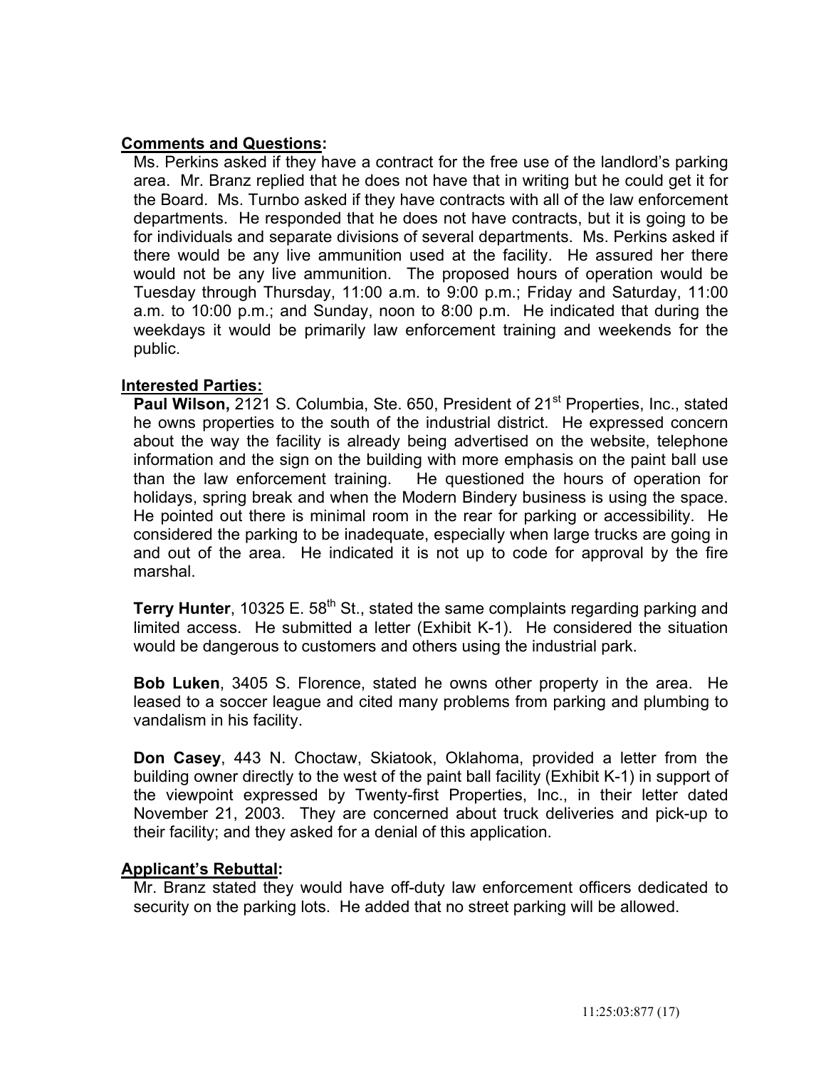**Comments and Questions:**

Ms. Perkins asked if they have a contract for the free use of the landlord's parking area. Mr. Branz replied that he does not have that in writing but he could get it for the Board. Ms. Turnbo asked if they have contracts with all of the law enforcement departments. He responded that he does not have contracts, but it is going to be for individuals and separate divisions of several departments. Ms. Perkins asked if there would be any live ammunition used at the facility. He assured her there would not be any live ammunition. The proposed hours of operation would be Tuesday through Thursday, 11:00 a.m. to 9:00 p.m.; Friday and Saturday, 11:00 a.m. to 10:00 p.m.; and Sunday, noon to 8:00 p.m. He indicated that during the weekdays it would be primarily law enforcement training and weekends for the public.

**Interested Parties:**

**Paul Wilson,** 2121 S. Columbia, Ste. 650, President of 21st Properties, Inc., stated he owns properties to the south of the industrial district. He expressed concern about the way the facility is already being advertised on the website, telephone information and the sign on the building with more emphasis on the paint ball use than the law enforcement training. He questioned the hours of operation for holidays, spring break and when the Modern Bindery business is using the space. He pointed out there is minimal room in the rear for parking or accessibility. He considered the parking to be inadequate, especially when large trucks are going in and out of the area. He indicated it is not up to code for approval by the fire marshal.

**Terry Hunter**, 10325 E. 58th St., stated the same complaints regarding parking and limited access. He submitted a letter (Exhibit K-1). He considered the situation would be dangerous to customers and others using the industrial park.

**Bob Luken**, 3405 S. Florence, stated he owns other property in the area. He leased to a soccer league and cited many problems from parking and plumbing to vandalism in his facility.

**Don Casey**, 443 N. Choctaw, Skiatook, Oklahoma, provided a letter from the building owner directly to the west of the paint ball facility (Exhibit K-1) in support of the viewpoint expressed by Twenty-first Properties, Inc., in their letter dated November 21, 2003. They are concerned about truck deliveries and pick-up to their facility; and they asked for a denial of this application.

**Applicant's Rebuttal:**

Mr. Branz stated they would have off-duty law enforcement officers dedicated to security on the parking lots. He added that no street parking will be allowed.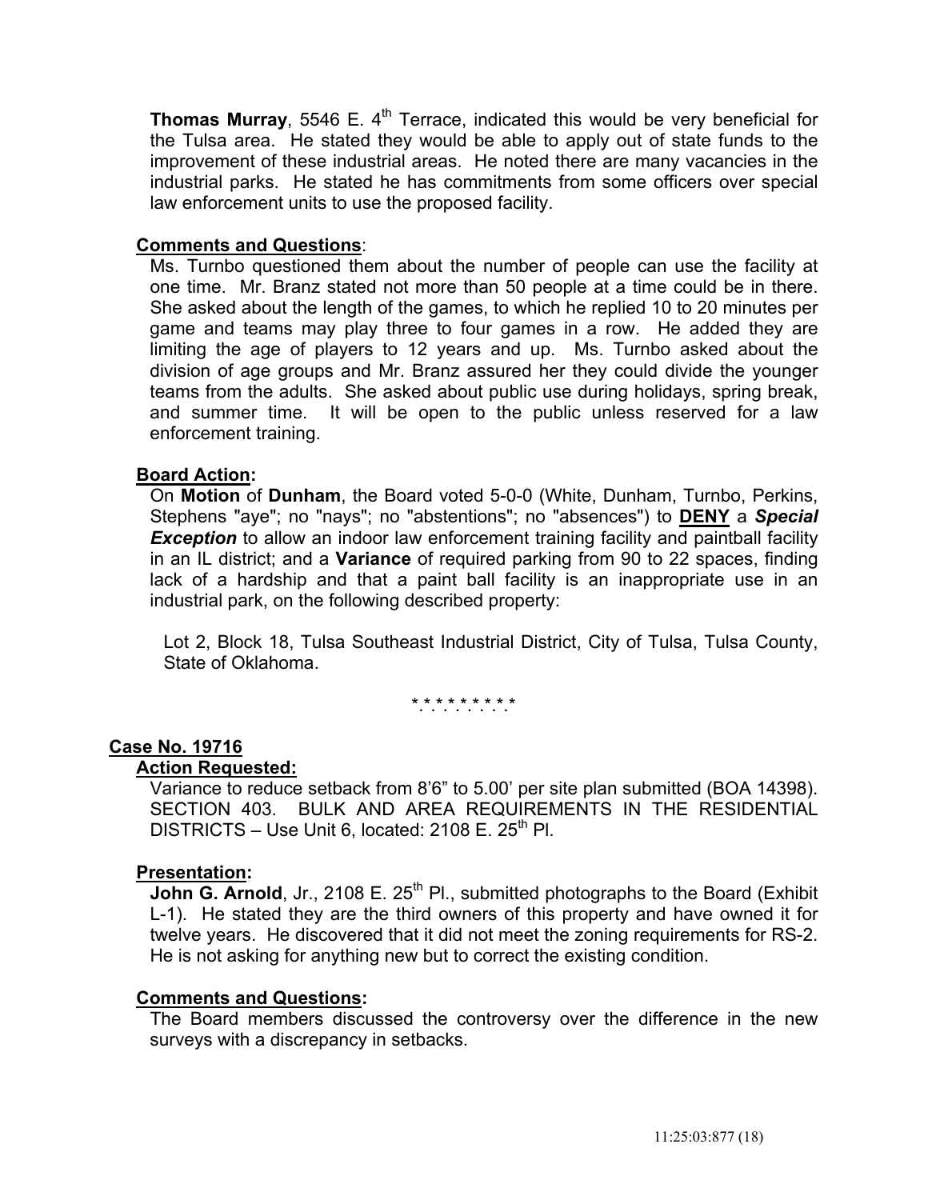**Thomas Murray**, 5546 E. 4th Terrace, indicated this would be very beneficial for the Tulsa area. He stated they would be able to apply out of state funds to the improvement of these industrial areas. He noted there are many vacancies in the industrial parks. He stated he has commitments from some officers over special law enforcement units to use the proposed facility.

**Comments and Questions**:

Ms. Turnbo questioned them about the number of people can use the facility at one time. Mr. Branz stated not more than 50 people at a time could be in there. She asked about the length of the games, to which he replied 10 to 20 minutes per game and teams may play three to four games in a row. He added they are limiting the age of players to 12 years and up. Ms. Turnbo asked about the division of age groups and Mr. Branz assured her they could divide the younger teams from the adults. She asked about public use during holidays, spring break, and summer time. It will be open to the public unless reserved for a law enforcement training.

**Board Action:**

On **Motion** of **Dunham**, the Board voted 5-0-0 (White, Dunham, Turnbo, Perkins, Stephens "aye"; no "nays"; no "abstentions"; no "absences") to **DENY** a ***Special Exception*** to allow an indoor law enforcement training facility and paintball facility in an IL district; and a **Variance** of required parking from 90 to 22 spaces, finding lack of a hardship and that a paint ball facility is an inappropriate use in an industrial park, on the following described property:

Lot 2, Block 18, Tulsa Southeast Industrial District, City of Tulsa, Tulsa County, State of Oklahoma.

\* \* \* \* \* \* \* \* \* \*

## Case No. 19716

**Action Requested:**

Variance to reduce setback from 8'6" to 5.00' per site plan submitted (BOA 14398). SECTION 403. BULK AND AREA REQUIREMENTS IN THE RESIDENTIAL DISTRICTS – Use Unit 6, located: 2108 E. 25th Pl.

**Presentation:**

**John G. Arnold**, Jr., 2108 E. 25th Pl., submitted photographs to the Board (Exhibit L-1). He stated they are the third owners of this property and have owned it for twelve years. He discovered that it did not meet the zoning requirements for RS-2. He is not asking for anything new but to correct the existing condition.

**Comments and Questions:**

The Board members discussed the controversy over the difference in the new surveys with a discrepancy in setbacks.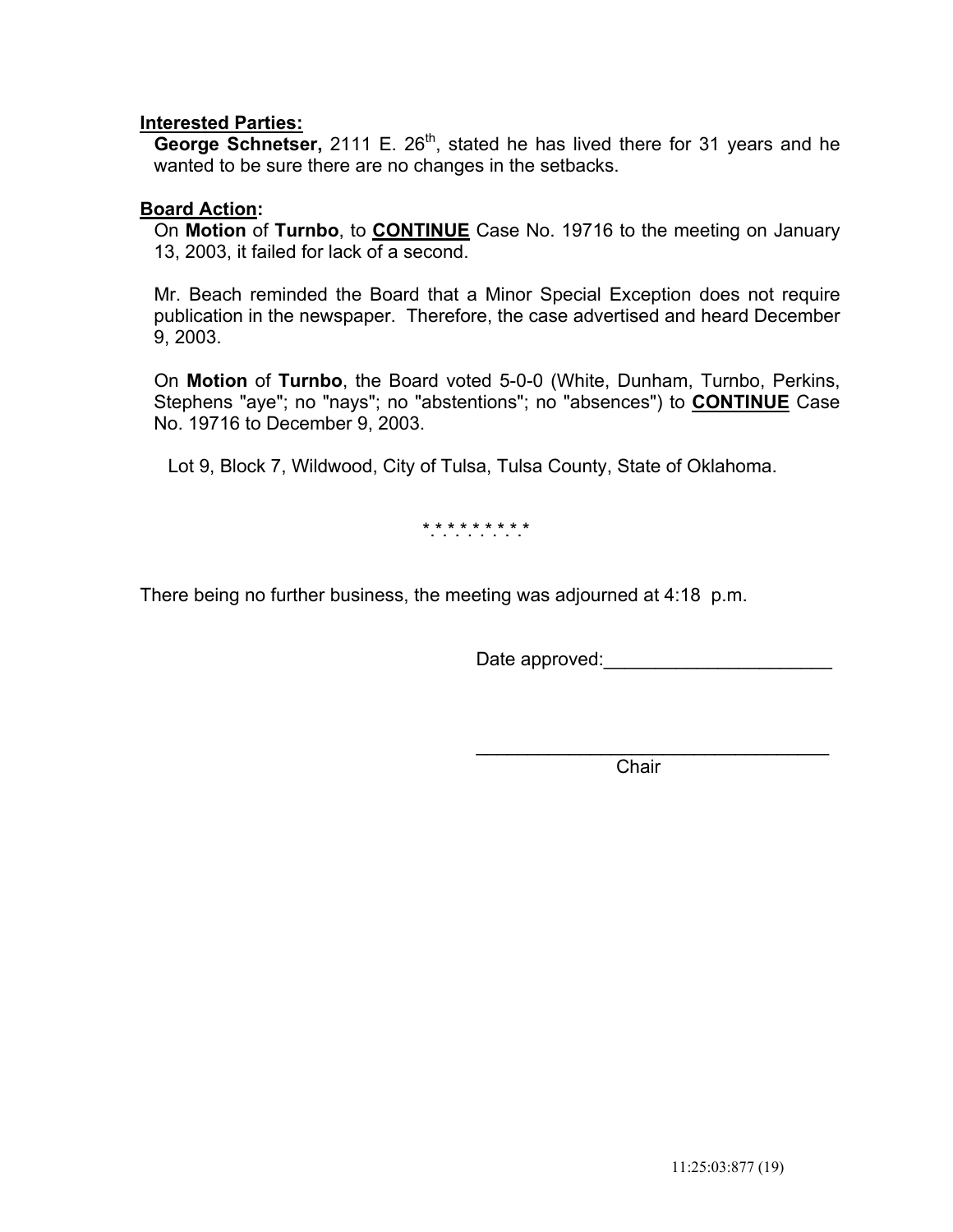**Interested Parties:**

**George Schnetser,** 2111 E. 26th, stated he has lived there for 31 years and he wanted to be sure there are no changes in the setbacks.

**Board Action:**

On **Motion** of **Turnbo**, to **CONTINUE** Case No. 19716 to the meeting on January 13, 2003, it failed for lack of a second.

Mr. Beach reminded the Board that a Minor Special Exception does not require publication in the newspaper. Therefore, the case advertised and heard December 9, 2003.

On **Motion** of **Turnbo**, the Board voted 5-0-0 (White, Dunham, Turnbo, Perkins, Stephens "aye"; no "nays"; no "abstentions"; no "absences") to **CONTINUE** Case No. 19716 to December 9, 2003.

Lot 9, Block 7, Wildwood, City of Tulsa, Tulsa County, State of Oklahoma.

*.*.*.*.*.*.*.*.*.*

There being no further business, the meeting was adjourned at 4:18 p.m.

Date approved:______________________

___________________________________
Chair

11:25:03:877 (19)